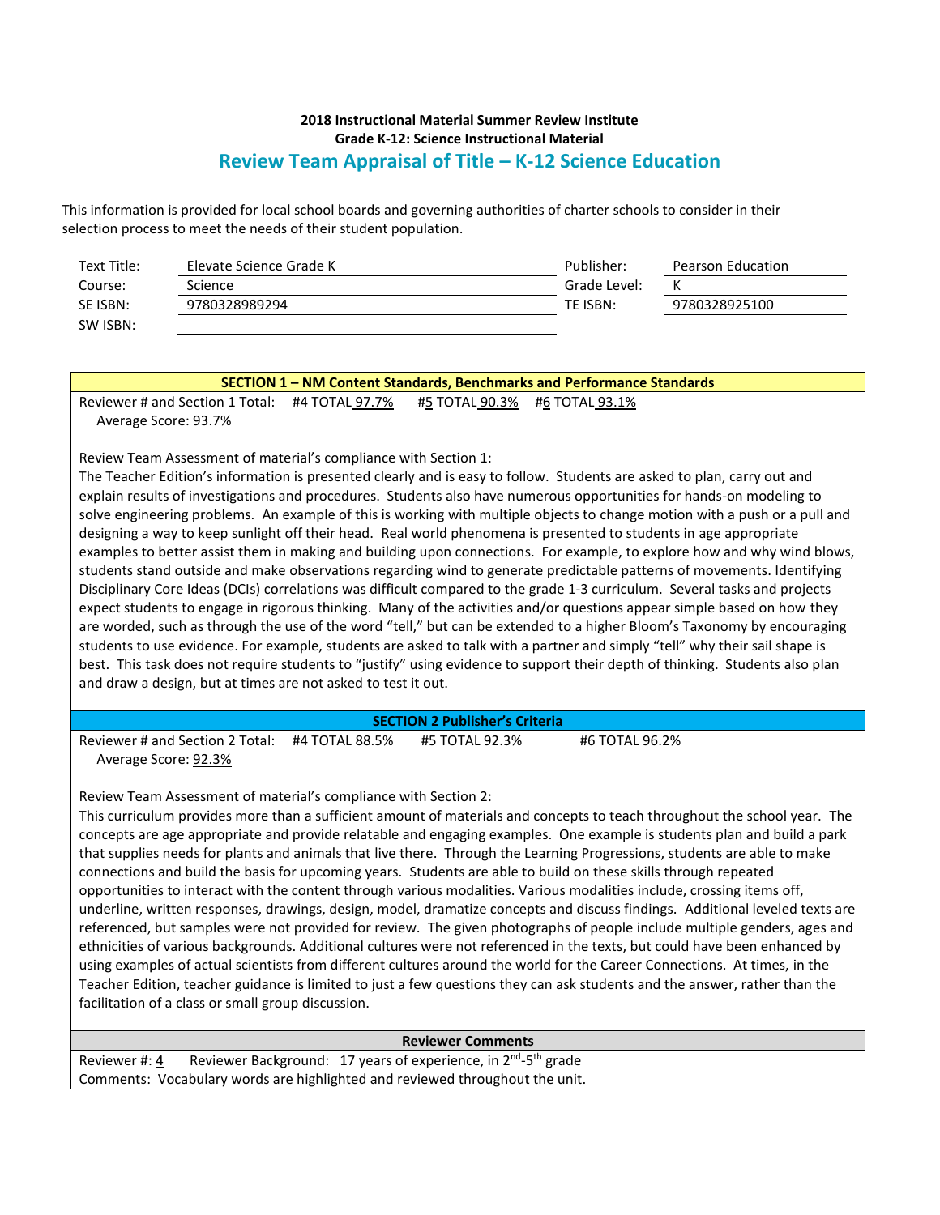**2018 Instructional Material Summer Review Institute**
**Grade K-12: Science Instructional Material**

## Review Team Appraisal of Title – K-12 Science Education

This information is provided for local school boards and governing authorities of charter schools to consider in their selection process to meet the needs of their student population.

| | | | |
|---|---|---|---|
| Text Title: | Elevate Science Grade K | Publisher: | Pearson Education |
| Course: | Science | Grade Level: | K |
| SE ISBN: | 9780328989294 | TE ISBN: | 9780328925100 |
| SW ISBN: | | | |

### SECTION 1 – NM Content Standards, Benchmarks and Performance Standards

Reviewer # and Section 1 Total: #4 TOTAL 97.7% #5 TOTAL 90.3% #6 TOTAL 93.1%
Average Score: 93.7%

Review Team Assessment of material's compliance with Section 1:
The Teacher Edition's information is presented clearly and is easy to follow. Students are asked to plan, carry out and explain results of investigations and procedures. Students also have numerous opportunities for hands-on modeling to solve engineering problems. An example of this is working with multiple objects to change motion with a push or a pull and designing a way to keep sunlight off their head. Real world phenomena is presented to students in age appropriate examples to better assist them in making and building upon connections. For example, to explore how and why wind blows, students stand outside and make observations regarding wind to generate predictable patterns of movements. Identifying Disciplinary Core Ideas (DCIs) correlations was difficult compared to the grade 1-3 curriculum. Several tasks and projects expect students to engage in rigorous thinking. Many of the activities and/or questions appear simple based on how they are worded, such as through the use of the word "tell," but can be extended to a higher Bloom's Taxonomy by encouraging students to use evidence. For example, students are asked to talk with a partner and simply "tell" why their sail shape is best. This task does not require students to "justify" using evidence to support their depth of thinking. Students also plan and draw a design, but at times are not asked to test it out.

### SECTION 2 Publisher's Criteria

Reviewer # and Section 2 Total: #4 TOTAL 88.5% #5 TOTAL 92.3% #6 TOTAL 96.2%
Average Score: 92.3%

Review Team Assessment of material's compliance with Section 2:
This curriculum provides more than a sufficient amount of materials and concepts to teach throughout the school year. The concepts are age appropriate and provide relatable and engaging examples. One example is students plan and build a park that supplies needs for plants and animals that live there. Through the Learning Progressions, students are able to make connections and build the basis for upcoming years. Students are able to build on these skills through repeated opportunities to interact with the content through various modalities. Various modalities include, crossing items off, underline, written responses, drawings, design, model, dramatize concepts and discuss findings. Additional leveled texts are referenced, but samples were not provided for review. The given photographs of people include multiple genders, ages and ethnicities of various backgrounds. Additional cultures were not referenced in the texts, but could have been enhanced by using examples of actual scientists from different cultures around the world for the Career Connections. At times, in the Teacher Edition, teacher guidance is limited to just a few questions they can ask students and the answer, rather than the facilitation of a class or small group discussion.

### Reviewer Comments

Reviewer #: 4 Reviewer Background: 17 years of experience, in 2nd-5th grade
Comments: Vocabulary words are highlighted and reviewed throughout the unit.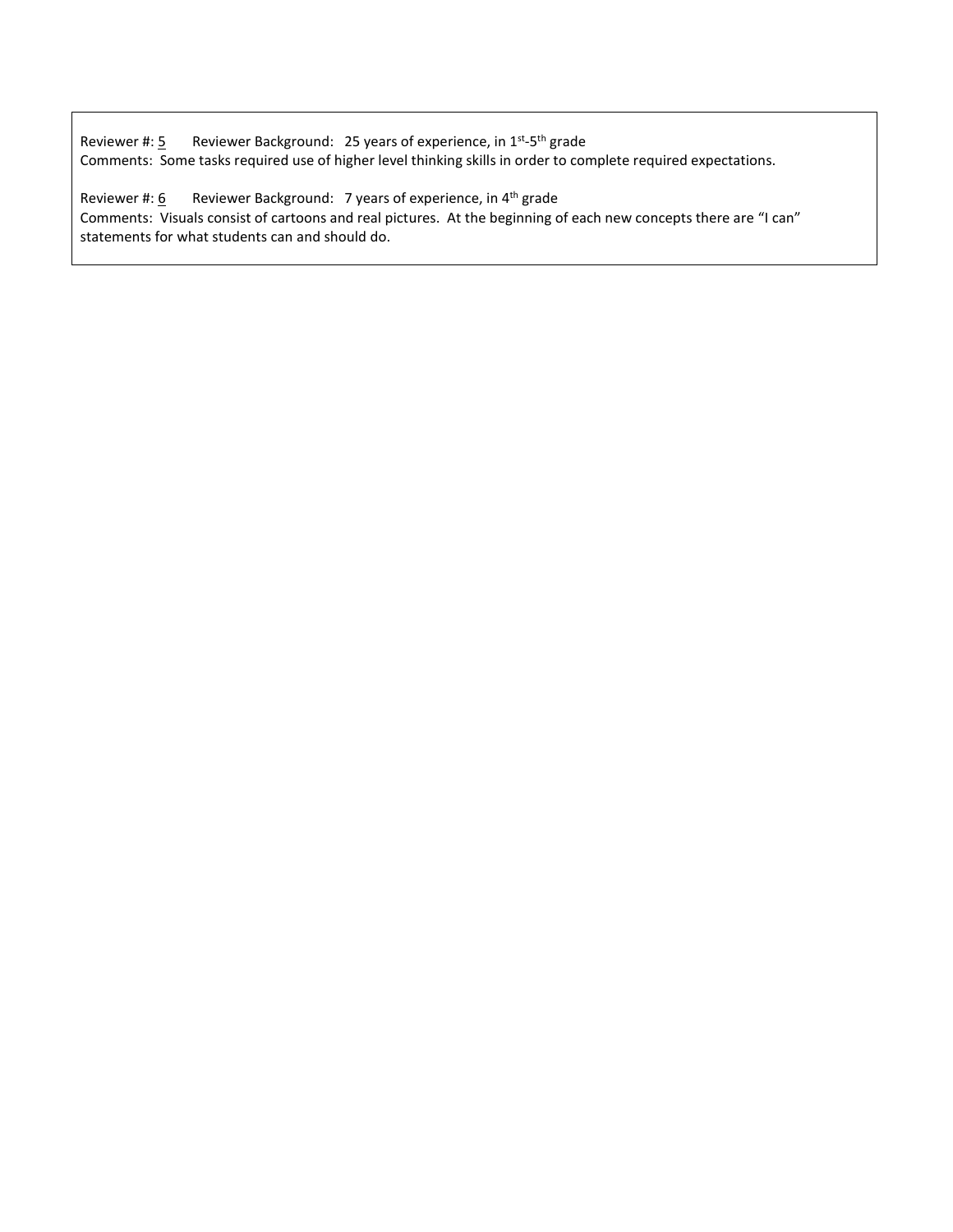Reviewer #: 5 Reviewer Background: 25 years of experience, in 1st-5th grade
Comments: Some tasks required use of higher level thinking skills in order to complete required expectations.

Reviewer #: 6 Reviewer Background: 7 years of experience, in 4th grade
Comments: Visuals consist of cartoons and real pictures. At the beginning of each new concepts there are "I can" statements for what students can and should do.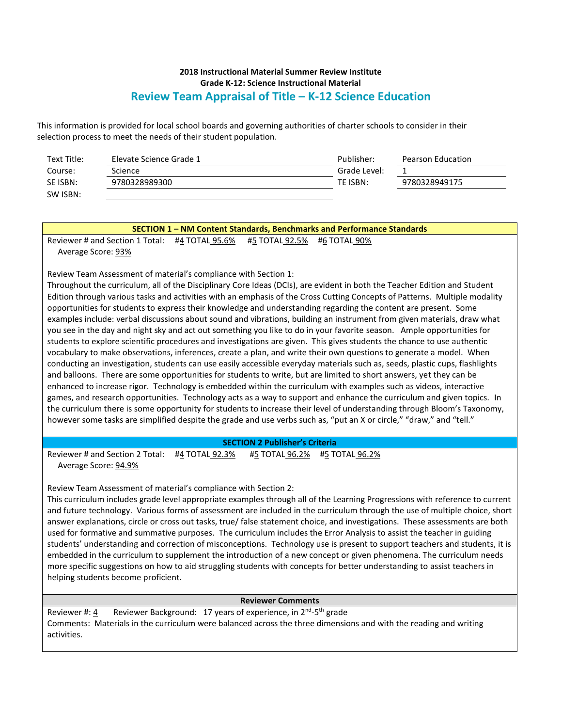**2018 Instructional Material Summer Review Institute**
**Grade K-12: Science Instructional Material**

# Review Team Appraisal of Title – K-12 Science Education

This information is provided for local school boards and governing authorities of charter schools to consider in their selection process to meet the needs of their student population.

| | | | |
|---|---|---|---|
| Text Title: | Elevate Science Grade 1 | Publisher: | Pearson Education |
| Course: | Science | Grade Level: | 1 |
| SE ISBN: | 9780328989300 | TE ISBN: | 9780328949175 |
| SW ISBN: | | | |

## SECTION 1 – NM Content Standards, Benchmarks and Performance Standards

Reviewer # and Section 1 Total: #4 TOTAL 95.6% #5 TOTAL 92.5% #6 TOTAL 90%
Average Score: 93%

Review Team Assessment of material's compliance with Section 1:
Throughout the curriculum, all of the Disciplinary Core Ideas (DCIs), are evident in both the Teacher Edition and Student Edition through various tasks and activities with an emphasis of the Cross Cutting Concepts of Patterns. Multiple modality opportunities for students to express their knowledge and understanding regarding the content are present. Some examples include: verbal discussions about sound and vibrations, building an instrument from given materials, draw what you see in the day and night sky and act out something you like to do in your favorite season. Ample opportunities for students to explore scientific procedures and investigations are given. This gives students the chance to use authentic vocabulary to make observations, inferences, create a plan, and write their own questions to generate a model. When conducting an investigation, students can use easily accessible everyday materials such as, seeds, plastic cups, flashlights and balloons. There are some opportunities for students to write, but are limited to short answers, yet they can be enhanced to increase rigor. Technology is embedded within the curriculum with examples such as videos, interactive games, and research opportunities. Technology acts as a way to support and enhance the curriculum and given topics. In the curriculum there is some opportunity for students to increase their level of understanding through Bloom's Taxonomy, however some tasks are simplified despite the grade and use verbs such as, "put an X or circle," "draw," and "tell."

## SECTION 2 Publisher's Criteria

Reviewer # and Section 2 Total: #4 TOTAL 92.3% #5 TOTAL 96.2% #5 TOTAL 96.2%
Average Score: 94.9%

Review Team Assessment of material's compliance with Section 2:
This curriculum includes grade level appropriate examples through all of the Learning Progressions with reference to current and future technology. Various forms of assessment are included in the curriculum through the use of multiple choice, short answer explanations, circle or cross out tasks, true/ false statement choice, and investigations. These assessments are both used for formative and summative purposes. The curriculum includes the Error Analysis to assist the teacher in guiding students' understanding and correction of misconceptions. Technology use is present to support teachers and students, it is embedded in the curriculum to supplement the introduction of a new concept or given phenomena. The curriculum needs more specific suggestions on how to aid struggling students with concepts for better understanding to assist teachers in helping students become proficient.

## Reviewer Comments

Reviewer #: 4 Reviewer Background: 17 years of experience, in 2nd-5th grade
Comments: Materials in the curriculum were balanced across the three dimensions and with the reading and writing activities.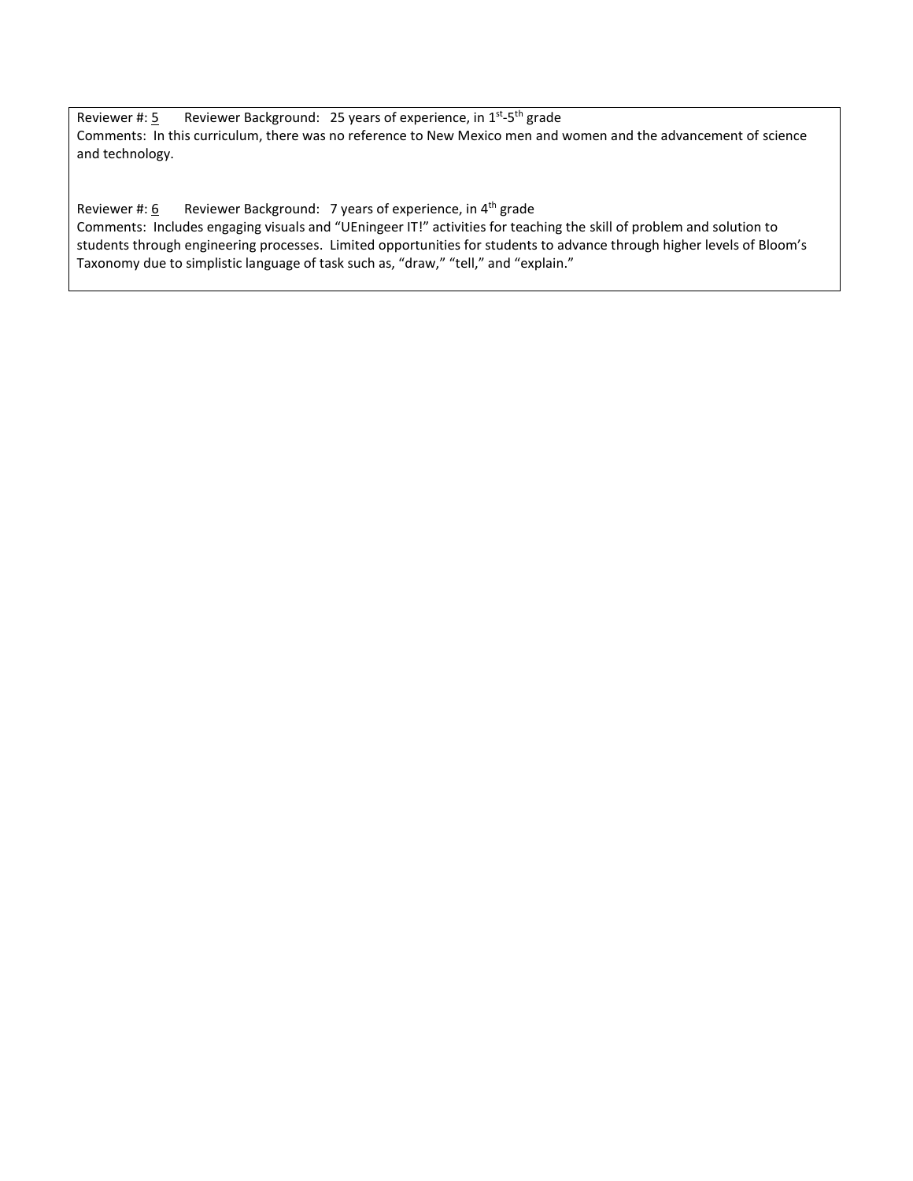Reviewer #: 5 Reviewer Background: 25 years of experience, in 1st-5th grade

Comments: In this curriculum, there was no reference to New Mexico men and women and the advancement of science and technology.

Reviewer #: 6 Reviewer Background: 7 years of experience, in 4th grade

Comments: Includes engaging visuals and "UEningeer IT!" activities for teaching the skill of problem and solution to students through engineering processes. Limited opportunities for students to advance through higher levels of Bloom's Taxonomy due to simplistic language of task such as, "draw," "tell," and "explain."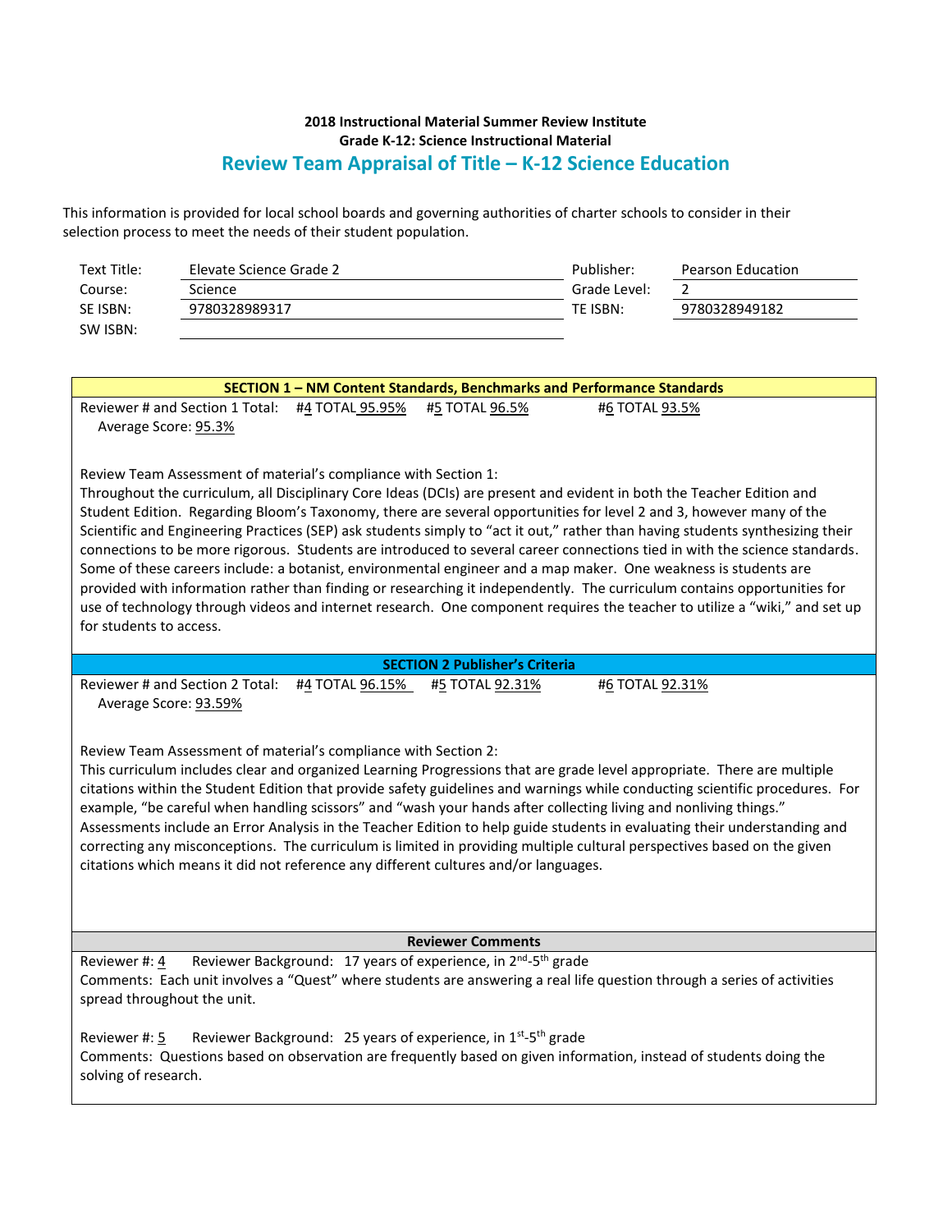**2018 Instructional Material Summer Review Institute**
**Grade K-12: Science Instructional Material**

## Review Team Appraisal of Title – K-12 Science Education

This information is provided for local school boards and governing authorities of charter schools to consider in their selection process to meet the needs of their student population.

| | | | |
|---|---|---|---|
| Text Title: | Elevate Science Grade 2 | Publisher: | Pearson Education |
| Course: | Science | Grade Level: | 2 |
| SE ISBN: | 9780328989317 | TE ISBN: | 9780328949182 |
| SW ISBN: | | | |

### SECTION 1 – NM Content Standards, Benchmarks and Performance Standards

Reviewer # and Section 1 Total: #4 TOTAL 95.95% #5 TOTAL 96.5% #6 TOTAL 93.5%
Average Score: 95.3%

Review Team Assessment of material's compliance with Section 1:
Throughout the curriculum, all Disciplinary Core Ideas (DCIs) are present and evident in both the Teacher Edition and Student Edition. Regarding Bloom's Taxonomy, there are several opportunities for level 2 and 3, however many of the Scientific and Engineering Practices (SEP) ask students simply to "act it out," rather than having students synthesizing their connections to be more rigorous. Students are introduced to several career connections tied in with the science standards. Some of these careers include: a botanist, environmental engineer and a map maker. One weakness is students are provided with information rather than finding or researching it independently. The curriculum contains opportunities for use of technology through videos and internet research. One component requires the teacher to utilize a "wiki," and set up for students to access.

### SECTION 2 Publisher's Criteria

Reviewer # and Section 2 Total: #4 TOTAL 96.15% #5 TOTAL 92.31% #6 TOTAL 92.31%
Average Score: 93.59%

Review Team Assessment of material's compliance with Section 2:
This curriculum includes clear and organized Learning Progressions that are grade level appropriate. There are multiple citations within the Student Edition that provide safety guidelines and warnings while conducting scientific procedures. For example, "be careful when handling scissors" and "wash your hands after collecting living and nonliving things." Assessments include an Error Analysis in the Teacher Edition to help guide students in evaluating their understanding and correcting any misconceptions. The curriculum is limited in providing multiple cultural perspectives based on the given citations which means it did not reference any different cultures and/or languages.

### Reviewer Comments

Reviewer #: 4 Reviewer Background: 17 years of experience, in 2nd-5th grade
Comments: Each unit involves a "Quest" where students are answering a real life question through a series of activities spread throughout the unit.

Reviewer #: 5 Reviewer Background: 25 years of experience, in 1st-5th grade
Comments: Questions based on observation are frequently based on given information, instead of students doing the solving of research.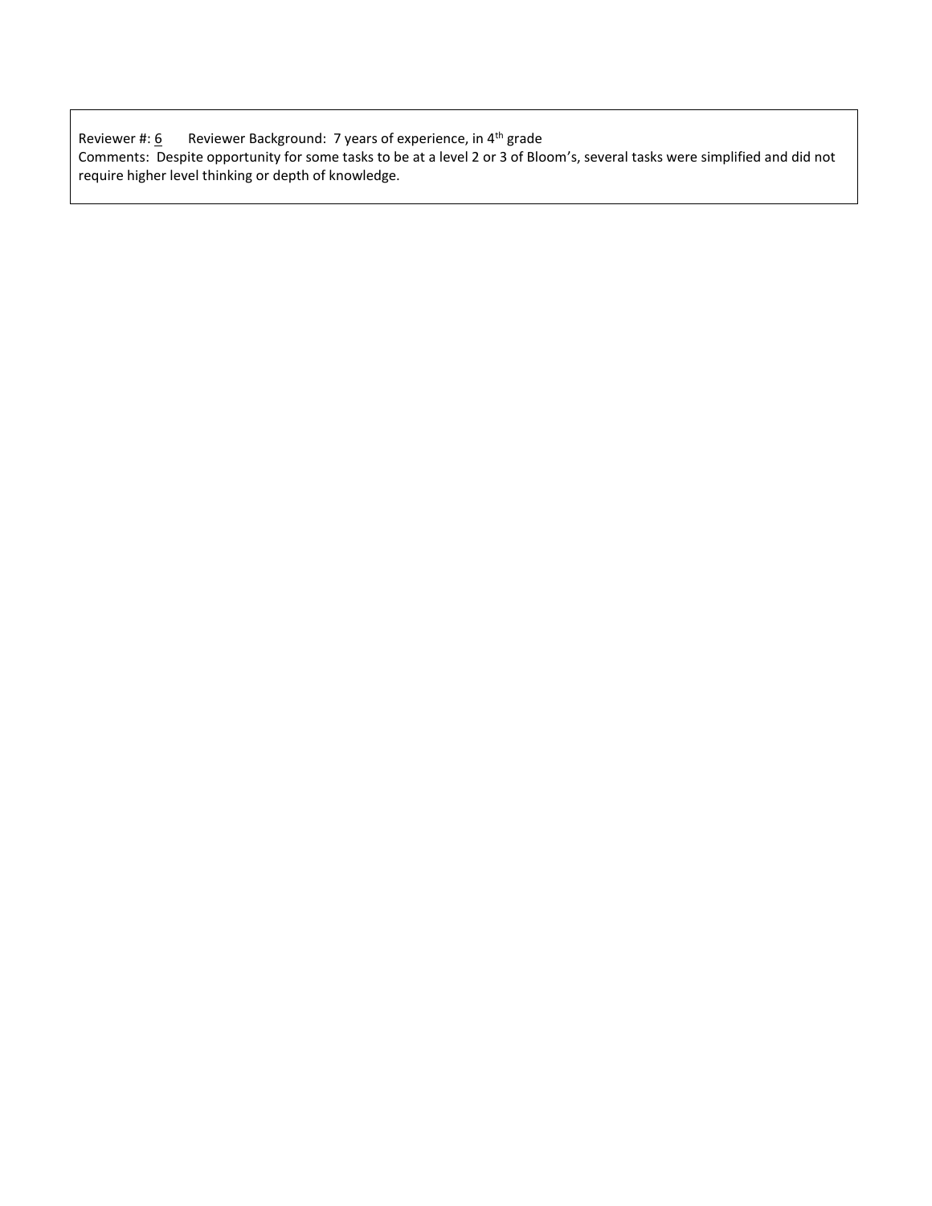Reviewer #: 6 Reviewer Background: 7 years of experience, in $4^{th}$ grade

Comments: Despite opportunity for some tasks to be at a level 2 or 3 of Bloom's, several tasks were simplified and did not require higher level thinking or depth of knowledge.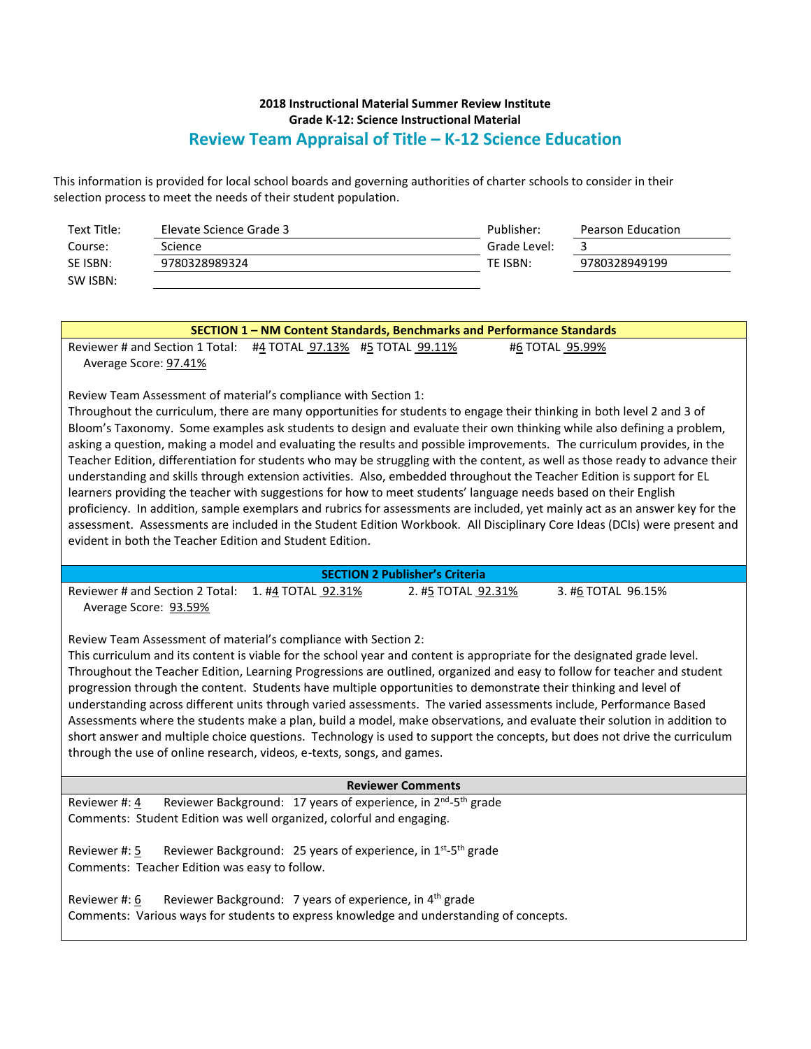**2018 Instructional Material Summer Review Institute**
**Grade K-12: Science Instructional Material**

## Review Team Appraisal of Title – K-12 Science Education

This information is provided for local school boards and governing authorities of charter schools to consider in their selection process to meet the needs of their student population.

| | | | |
|---|---|---|---|
| Text Title: | Elevate Science Grade 3 | Publisher: | Pearson Education |
| Course: | Science | Grade Level: | 3 |
| SE ISBN: | 9780328989324 | TE ISBN: | 9780328949199 |
| SW ISBN: | | | |

### SECTION 1 – NM Content Standards, Benchmarks and Performance Standards

Reviewer # and Section 1 Total: #4 TOTAL 97.13% #5 TOTAL 99.11% #6 TOTAL 95.99%
Average Score: 97.41%

Review Team Assessment of material's compliance with Section 1:
Throughout the curriculum, there are many opportunities for students to engage their thinking in both level 2 and 3 of Bloom's Taxonomy. Some examples ask students to design and evaluate their own thinking while also defining a problem, asking a question, making a model and evaluating the results and possible improvements. The curriculum provides, in the Teacher Edition, differentiation for students who may be struggling with the content, as well as those ready to advance their understanding and skills through extension activities. Also, embedded throughout the Teacher Edition is support for EL learners providing the teacher with suggestions for how to meet students' language needs based on their English proficiency. In addition, sample exemplars and rubrics for assessments are included, yet mainly act as an answer key for the assessment. Assessments are included in the Student Edition Workbook. All Disciplinary Core Ideas (DCIs) were present and evident in both the Teacher Edition and Student Edition.

### SECTION 2 Publisher's Criteria

Reviewer # and Section 2 Total: 1. #4 TOTAL 92.31% 2. #5 TOTAL 92.31% 3. #6 TOTAL 96.15%
Average Score: 93.59%

Review Team Assessment of material's compliance with Section 2:
This curriculum and its content is viable for the school year and content is appropriate for the designated grade level. Throughout the Teacher Edition, Learning Progressions are outlined, organized and easy to follow for teacher and student progression through the content. Students have multiple opportunities to demonstrate their thinking and level of understanding across different units through varied assessments. The varied assessments include, Performance Based Assessments where the students make a plan, build a model, make observations, and evaluate their solution in addition to short answer and multiple choice questions. Technology is used to support the concepts, but does not drive the curriculum through the use of online research, videos, e-texts, songs, and games.

### Reviewer Comments

Reviewer #: 4 Reviewer Background: 17 years of experience, in 2nd-5th grade
Comments: Student Edition was well organized, colorful and engaging.

Reviewer #: 5 Reviewer Background: 25 years of experience, in 1st-5th grade
Comments: Teacher Edition was easy to follow.

Reviewer #: 6 Reviewer Background: 7 years of experience, in 4th grade
Comments: Various ways for students to express knowledge and understanding of concepts.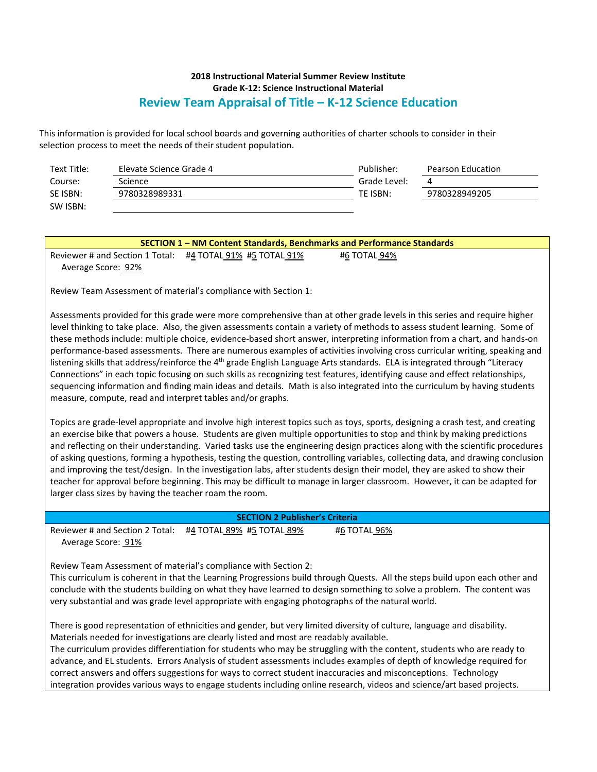**2018 Instructional Material Summer Review Institute**
**Grade K-12: Science Instructional Material**

## Review Team Appraisal of Title – K-12 Science Education

This information is provided for local school boards and governing authorities of charter schools to consider in their selection process to meet the needs of their student population.

| | | | |
|---|---|---|---|
| Text Title: | Elevate Science Grade 4 | Publisher: | Pearson Education |
| Course: | Science | Grade Level: | 4 |
| SE ISBN: | 9780328989331 | TE ISBN: | 9780328949205 |
| SW ISBN: | | | |

### SECTION 1 – NM Content Standards, Benchmarks and Performance Standards

Reviewer # and Section 1 Total: #4 TOTAL 91% #5 TOTAL 91% #6 TOTAL 94%
Average Score: 92%

Review Team Assessment of material's compliance with Section 1:

Assessments provided for this grade were more comprehensive than at other grade levels in this series and require higher level thinking to take place. Also, the given assessments contain a variety of methods to assess student learning. Some of these methods include: multiple choice, evidence-based short answer, interpreting information from a chart, and hands-on performance-based assessments. There are numerous examples of activities involving cross curricular writing, speaking and listening skills that address/reinforce the 4th grade English Language Arts standards. ELA is integrated through "Literacy Connections" in each topic focusing on such skills as recognizing test features, identifying cause and effect relationships, sequencing information and finding main ideas and details. Math is also integrated into the curriculum by having students measure, compute, read and interpret tables and/or graphs.

Topics are grade-level appropriate and involve high interest topics such as toys, sports, designing a crash test, and creating an exercise bike that powers a house. Students are given multiple opportunities to stop and think by making predictions and reflecting on their understanding. Varied tasks use the engineering design practices along with the scientific procedures of asking questions, forming a hypothesis, testing the question, controlling variables, collecting data, and drawing conclusion and improving the test/design. In the investigation labs, after students design their model, they are asked to show their teacher for approval before beginning. This may be difficult to manage in larger classroom. However, it can be adapted for larger class sizes by having the teacher roam the room.

### SECTION 2 Publisher's Criteria

Reviewer # and Section 2 Total: #4 TOTAL 89% #5 TOTAL 89% #6 TOTAL 96%
Average Score: 91%

Review Team Assessment of material's compliance with Section 2:
This curriculum is coherent in that the Learning Progressions build through Quests. All the steps build upon each other and conclude with the students building on what they have learned to design something to solve a problem. The content was very substantial and was grade level appropriate with engaging photographs of the natural world.

There is good representation of ethnicities and gender, but very limited diversity of culture, language and disability. Materials needed for investigations are clearly listed and most are readably available.
The curriculum provides differentiation for students who may be struggling with the content, students who are ready to advance, and EL students. Errors Analysis of student assessments includes examples of depth of knowledge required for correct answers and offers suggestions for ways to correct student inaccuracies and misconceptions. Technology integration provides various ways to engage students including online research, videos and science/art based projects.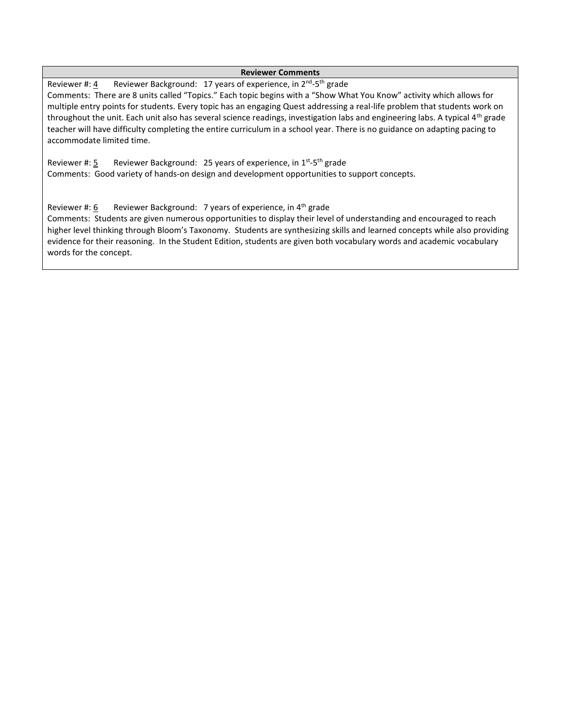| Reviewer Comments |
| --- |
| Reviewer #: 4 Reviewer Background: 17 years of experience, in 2nd-5th grade<br>Comments: There are 8 units called "Topics." Each topic begins with a "Show What You Know" activity which allows for multiple entry points for students. Every topic has an engaging Quest addressing a real-life problem that students work on throughout the unit. Each unit also has several science readings, investigation labs and engineering labs. A typical 4th grade teacher will have difficulty completing the entire curriculum in a school year. There is no guidance on adapting pacing to accommodate limited time.<br><br>Reviewer #: 5 Reviewer Background: 25 years of experience, in 1st-5th grade<br>Comments: Good variety of hands-on design and development opportunities to support concepts.<br><br>Reviewer #: 6 Reviewer Background: 7 years of experience, in 4th grade<br>Comments: Students are given numerous opportunities to display their level of understanding and encouraged to reach higher level thinking through Bloom's Taxonomy. Students are synthesizing skills and learned concepts while also providing evidence for their reasoning. In the Student Edition, students are given both vocabulary words and academic vocabulary words for the concept. |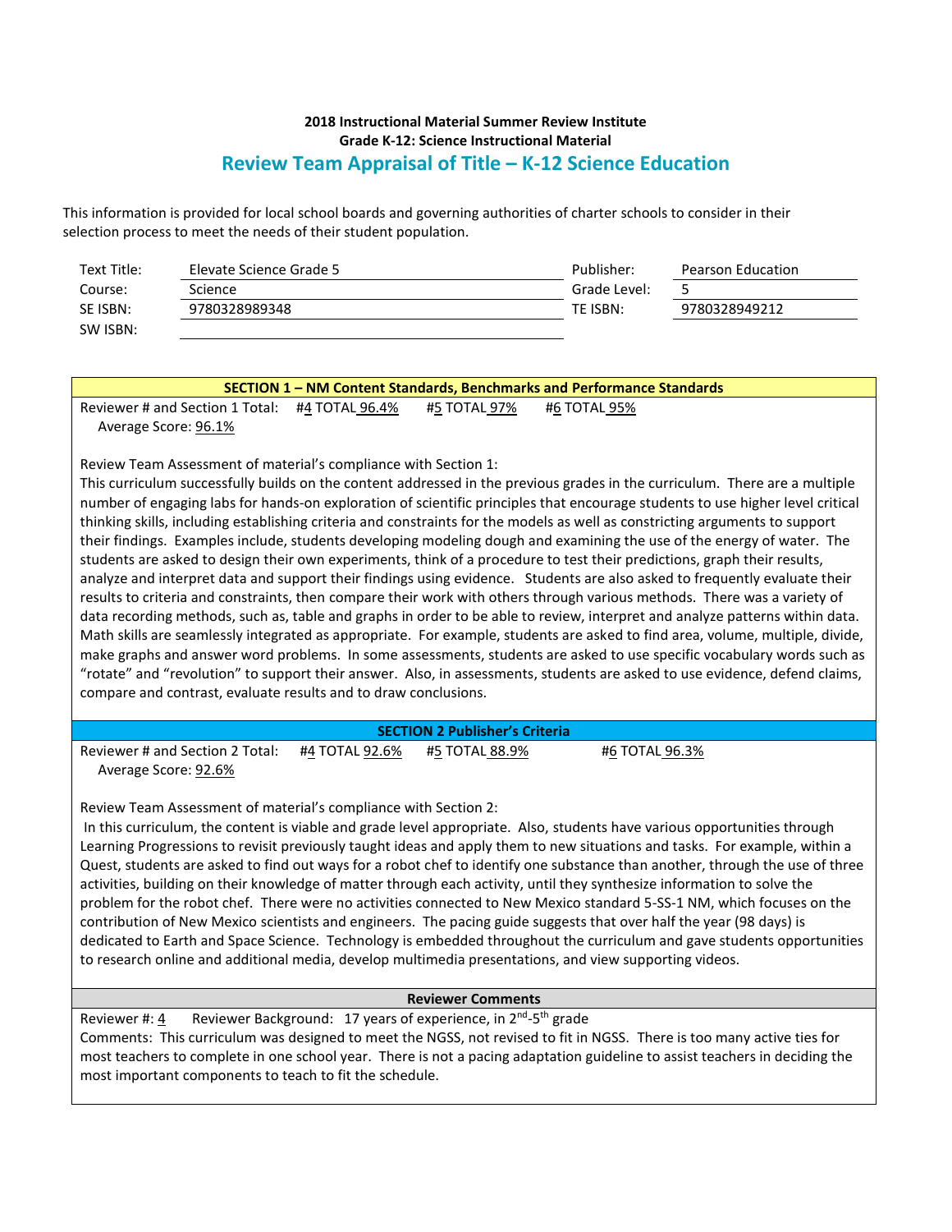**2018 Instructional Material Summer Review Institute**
**Grade K-12: Science Instructional Material**

## Review Team Appraisal of Title – K-12 Science Education

This information is provided for local school boards and governing authorities of charter schools to consider in their selection process to meet the needs of their student population.

| | | | |
|---|---|---|---|
| Text Title: | Elevate Science Grade 5 | Publisher: | Pearson Education |
| Course: | Science | Grade Level: | 5 |
| SE ISBN: | 9780328989348 | TE ISBN: | 9780328949212 |
| SW ISBN: | | | |

### SECTION 1 – NM Content Standards, Benchmarks and Performance Standards

Reviewer # and Section 1 Total: #4 TOTAL 96.4% #5 TOTAL 97% #6 TOTAL 95%
Average Score: 96.1%

Review Team Assessment of material's compliance with Section 1:
This curriculum successfully builds on the content addressed in the previous grades in the curriculum. There are a multiple number of engaging labs for hands-on exploration of scientific principles that encourage students to use higher level critical thinking skills, including establishing criteria and constraints for the models as well as constricting arguments to support their findings. Examples include, students developing modeling dough and examining the use of the energy of water. The students are asked to design their own experiments, think of a procedure to test their predictions, graph their results, analyze and interpret data and support their findings using evidence. Students are also asked to frequently evaluate their results to criteria and constraints, then compare their work with others through various methods. There was a variety of data recording methods, such as, table and graphs in order to be able to review, interpret and analyze patterns within data. Math skills are seamlessly integrated as appropriate. For example, students are asked to find area, volume, multiple, divide, make graphs and answer word problems. In some assessments, students are asked to use specific vocabulary words such as "rotate" and "revolution" to support their answer. Also, in assessments, students are asked to use evidence, defend claims, compare and contrast, evaluate results and to draw conclusions.

### SECTION 2 Publisher's Criteria

Reviewer # and Section 2 Total: #4 TOTAL 92.6% #5 TOTAL 88.9% #6 TOTAL 96.3%
Average Score: 92.6%

Review Team Assessment of material's compliance with Section 2:
In this curriculum, the content is viable and grade level appropriate. Also, students have various opportunities through Learning Progressions to revisit previously taught ideas and apply them to new situations and tasks. For example, within a Quest, students are asked to find out ways for a robot chef to identify one substance than another, through the use of three activities, building on their knowledge of matter through each activity, until they synthesize information to solve the problem for the robot chef. There were no activities connected to New Mexico standard 5-SS-1 NM, which focuses on the contribution of New Mexico scientists and engineers. The pacing guide suggests that over half the year (98 days) is dedicated to Earth and Space Science. Technology is embedded throughout the curriculum and gave students opportunities to research online and additional media, develop multimedia presentations, and view supporting videos.

### Reviewer Comments

Reviewer #: 4 Reviewer Background: 17 years of experience, in 2nd-5th grade
Comments: This curriculum was designed to meet the NGSS, not revised to fit in NGSS. There is too many active ties for most teachers to complete in one school year. There is not a pacing adaptation guideline to assist teachers in deciding the most important components to teach to fit the schedule.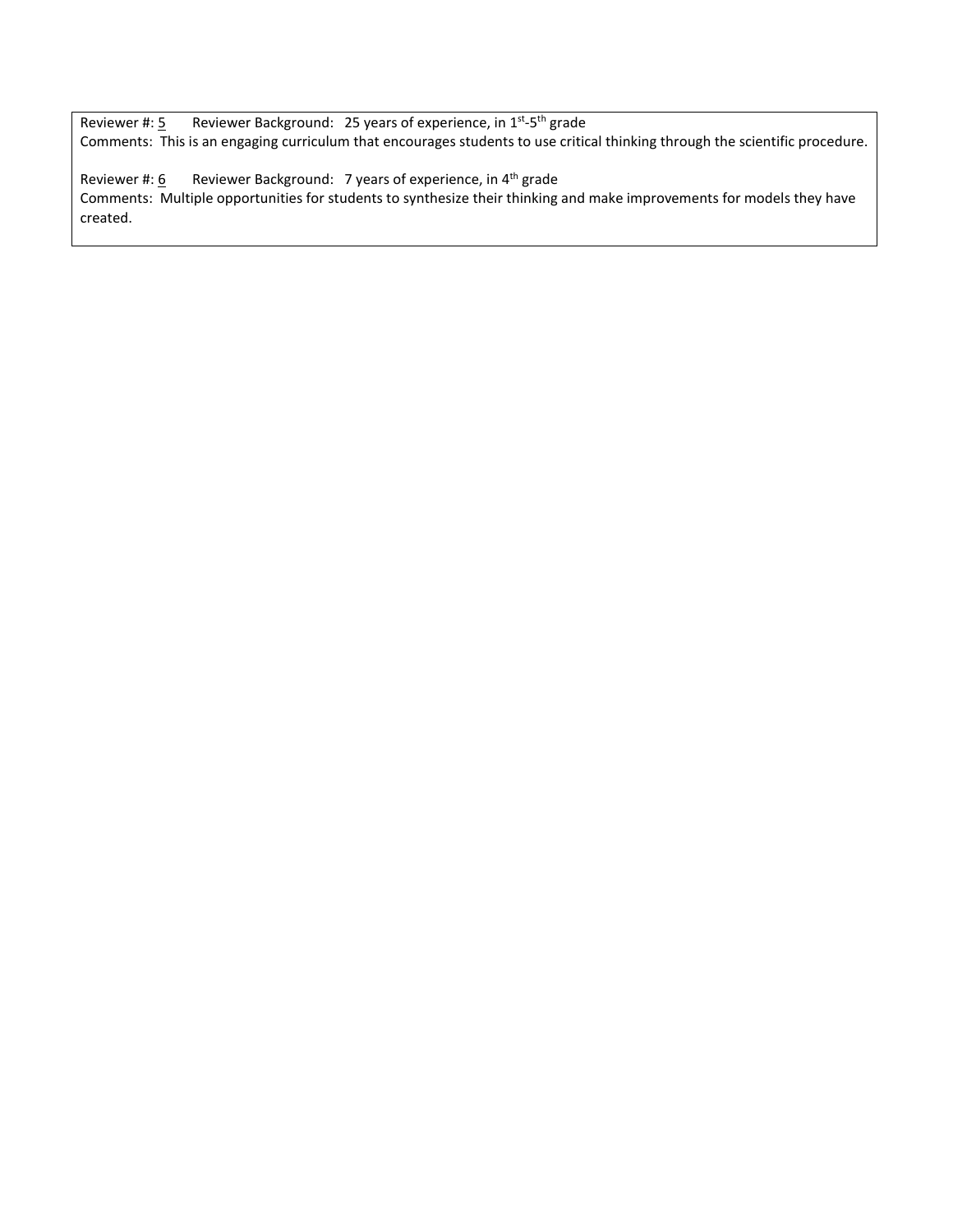Reviewer #: 5 Reviewer Background: 25 years of experience, in 1st-5th grade

Comments: This is an engaging curriculum that encourages students to use critical thinking through the scientific procedure.

Reviewer #: 6 Reviewer Background: 7 years of experience, in 4th grade

Comments: Multiple opportunities for students to synthesize their thinking and make improvements for models they have created.